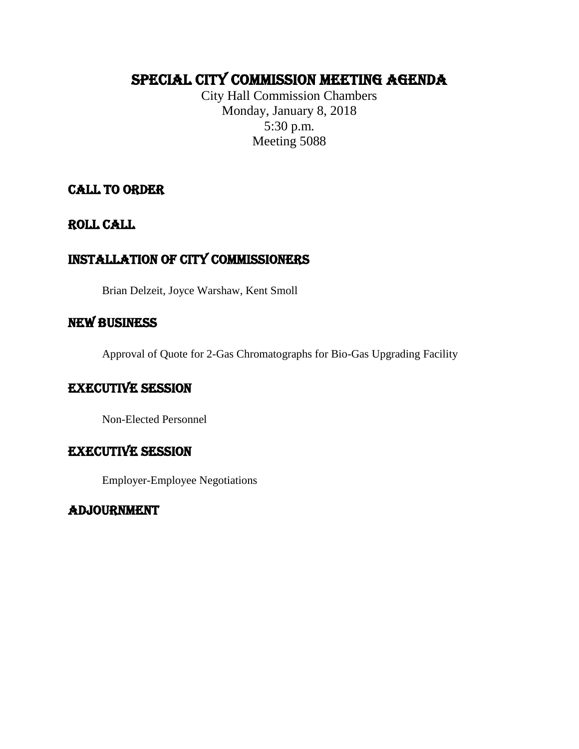# SPECIAL CITY COMMISSION MEETING AGENDA

City Hall Commission Chambers
Monday, January 8, 2018
5:30 p.m.
Meeting 5088

## CALL TO ORDER

## ROLL CALL

## INSTALLATION OF CITY COMMISSIONERS

Brian Delzeit, Joyce Warshaw, Kent Smoll

## NEW BUSINESS

Approval of Quote for 2-Gas Chromatographs for Bio-Gas Upgrading Facility

## EXECUTIVE SESSION

Non-Elected Personnel

## EXECUTIVE SESSION

Employer-Employee Negotiations

## ADJOURNMENT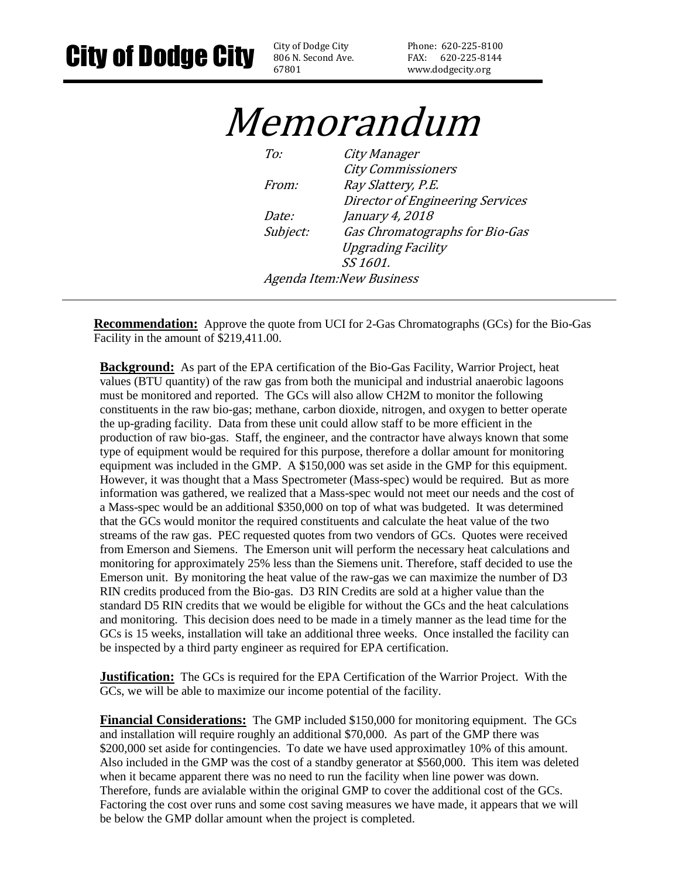# City of Dodge City

City of Dodge City
806 N. Second Ave.
67801

Phone: 620-225-8100
FAX: 620-225-8144
www.dodgecity.org

# *Memorandum*

*To:* *City Manager*
*City Commissioners*
*From:* *Ray Slattery, P.E.*
*Director of Engineering Services*
*Date:* *January 4, 2018*
*Subject:* *Gas Chromatographs for Bio-Gas Upgrading Facility SS 1601.*
*Agenda Item:New Business*

---

**Recommendation:** Approve the quote from UCI for 2-Gas Chromatographs (GCs) for the Bio-Gas Facility in the amount of $219,411.00.

**Background:** As part of the EPA certification of the Bio-Gas Facility, Warrior Project, heat values (BTU quantity) of the raw gas from both the municipal and industrial anaerobic lagoons must be monitored and reported. The GCs will also allow CH2M to monitor the following constituents in the raw bio-gas; methane, carbon dioxide, nitrogen, and oxygen to better operate the up-grading facility. Data from these unit could allow staff to be more efficient in the production of raw bio-gas. Staff, the engineer, and the contractor have always known that some type of equipment would be required for this purpose, therefore a dollar amount for monitoring equipment was included in the GMP. A $150,000 was set aside in the GMP for this equipment. However, it was thought that a Mass Spectrometer (Mass-spec) would be required. But as more information was gathered, we realized that a Mass-spec would not meet our needs and the cost of a Mass-spec would be an additional $350,000 on top of what was budgeted. It was determined that the GCs would monitor the required constituents and calculate the heat value of the two streams of the raw gas. PEC requested quotes from two vendors of GCs. Quotes were received from Emerson and Siemens. The Emerson unit will perform the necessary heat calculations and monitoring for approximately 25% less than the Siemens unit. Therefore, staff decided to use the Emerson unit. By monitoring the heat value of the raw-gas we can maximize the number of D3 RIN credits produced from the Bio-gas. D3 RIN Credits are sold at a higher value than the standard D5 RIN credits that we would be eligible for without the GCs and the heat calculations and monitoring. This decision does need to be made in a timely manner as the lead time for the GCs is 15 weeks, installation will take an additional three weeks. Once installed the facility can be inspected by a third party engineer as required for EPA certification.

**Justification:** The GCs is required for the EPA Certification of the Warrior Project. With the GCs, we will be able to maximize our income potential of the facility.

**Financial Considerations:** The GMP included $150,000 for monitoring equipment. The GCs and installation will require roughly an additional $70,000. As part of the GMP there was $200,000 set aside for contingencies. To date we have used approximatley 10% of this amount. Also included in the GMP was the cost of a standby generator at $560,000. This item was deleted when it became apparent there was no need to run the facility when line power was down. Therefore, funds are avialable within the original GMP to cover the additional cost of the GCs. Factoring the cost over runs and some cost saving measures we have made, it appears that we will be below the GMP dollar amount when the project is completed.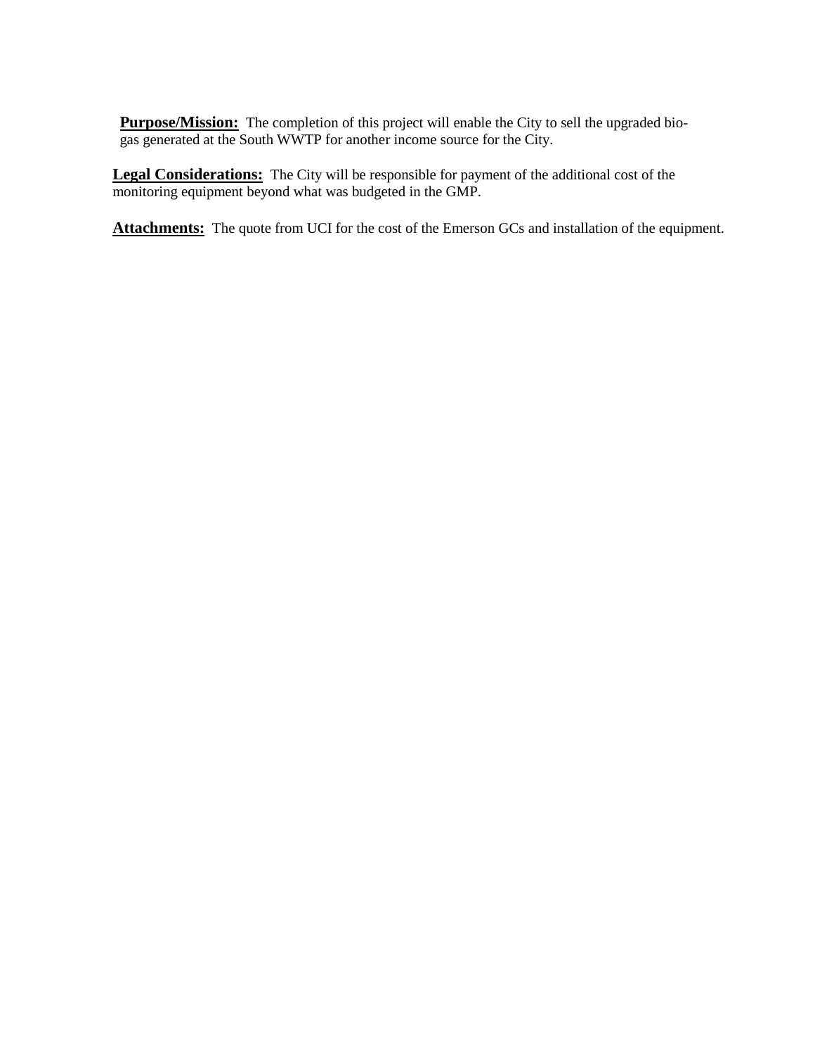**Purpose/Mission:** The completion of this project will enable the City to sell the upgraded bio-gas generated at the South WWTP for another income source for the City.

**Legal Considerations:** The City will be responsible for payment of the additional cost of the monitoring equipment beyond what was budgeted in the GMP.

**Attachments:** The quote from UCI for the cost of the Emerson GCs and installation of the equipment.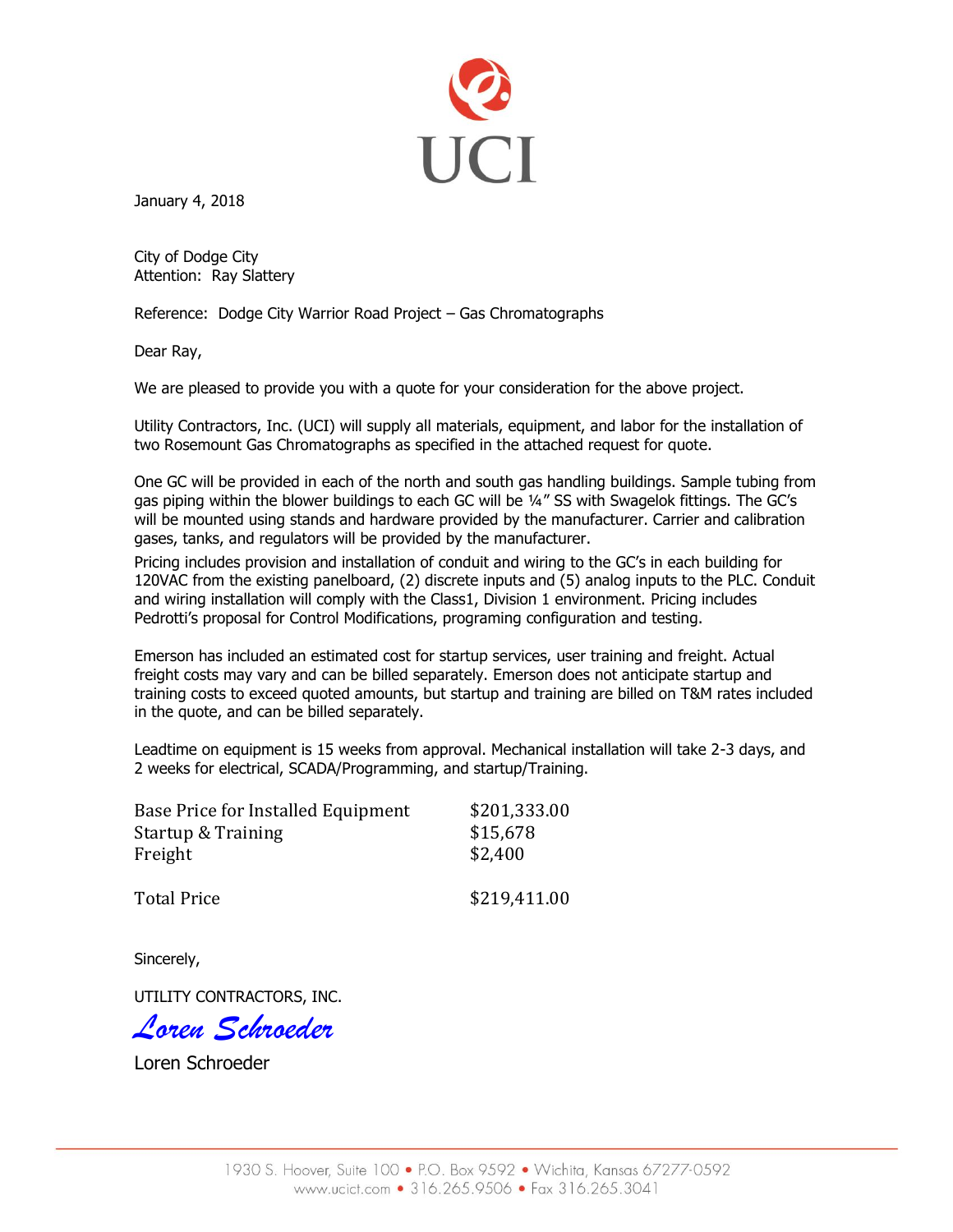UCI

January 4, 2018

City of Dodge City
Attention: Ray Slattery

Reference: Dodge City Warrior Road Project – Gas Chromatographs

Dear Ray,

We are pleased to provide you with a quote for your consideration for the above project.

Utility Contractors, Inc. (UCI) will supply all materials, equipment, and labor for the installation of two Rosemount Gas Chromatographs as specified in the attached request for quote.

One GC will be provided in each of the north and south gas handling buildings. Sample tubing from gas piping within the blower buildings to each GC will be ¼" SS with Swagelok fittings. The GC's will be mounted using stands and hardware provided by the manufacturer. Carrier and calibration gases, tanks, and regulators will be provided by the manufacturer.

Pricing includes provision and installation of conduit and wiring to the GC's in each building for 120VAC from the existing panelboard, (2) discrete inputs and (5) analog inputs to the PLC. Conduit and wiring installation will comply with the Class1, Division 1 environment. Pricing includes Pedrotti's proposal for Control Modifications, programing configuration and testing.

Emerson has included an estimated cost for startup services, user training and freight. Actual freight costs may vary and can be billed separately. Emerson does not anticipate startup and training costs to exceed quoted amounts, but startup and training are billed on T&M rates included in the quote, and can be billed separately.

Leadtime on equipment is 15 weeks from approval. Mechanical installation will take 2-3 days, and 2 weeks for electrical, SCADA/Programming, and startup/Training.

| | |
|---|---|
| Base Price for Installed Equipment | $201,333.00 |
| Startup & Training | $15,678 |
| Freight | $2,400 |
| Total Price | $219,411.00 |

Sincerely,

UTILITY CONTRACTORS, INC.

*Loren Schroeder*

Loren Schroeder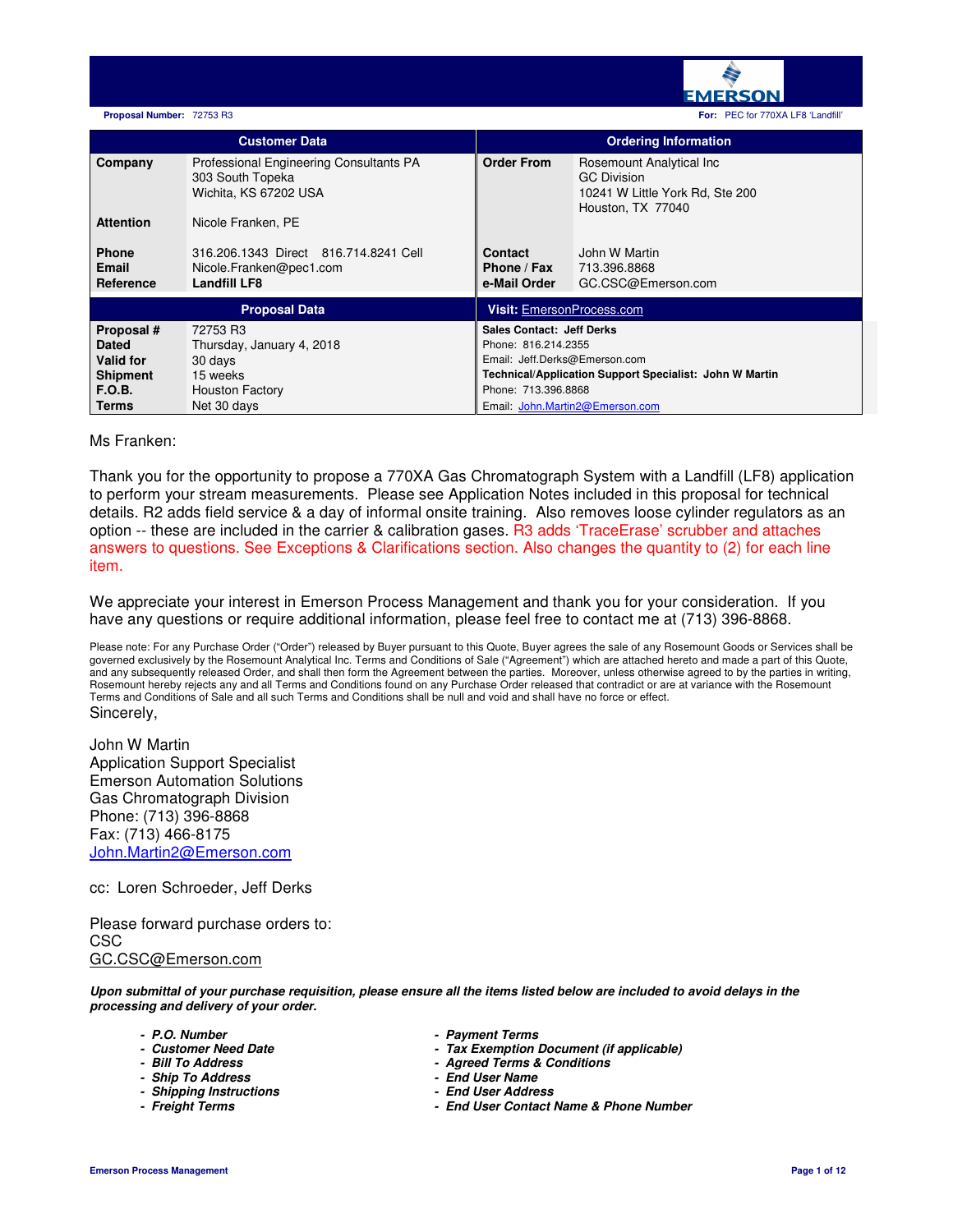**Proposal Number:** 72753 R3 **For:** PEC for 770XA LF8 'Landfill'

| Customer Data | | Ordering Information | |
|---|---|---|---|
| **Company** | Professional Engineering Consultants PA<br>303 South Topeka<br>Wichita, KS 67202 USA | **Order From** | Rosemount Analytical Inc<br>GC Division<br>10241 W Little York Rd, Ste 200<br>Houston, TX 77040 |
| **Attention** | Nicole Franken, PE | | |
| **Phone** | 316.206.1343 Direct 816.714.8241 Cell | **Contact** | John W Martin |
| **Email** | Nicole.Franken@pec1.com | **Phone / Fax** | 713.396.8868 |
| **Reference** | **Landfill LF8** | **e-Mail Order** | GC.CSC@Emerson.com |

| Proposal Data | | Visit: EmersonProcess.com |
|---|---|---|
| **Proposal #** | 72753 R3 | **Sales Contact: Jeff Derks** |
| **Dated** | Thursday, January 4, 2018 | Phone: 816.214.2355 |
| **Valid for** | 30 days | Email: Jeff.Derks@Emerson.com |
| **Shipment** | 15 weeks | **Technical/Application Support Specialist: John W Martin** |
| **F.O.B.** | Houston Factory | Phone: 713.396.8868 |
| **Terms** | Net 30 days | Email: John.Martin2@Emerson.com |

Ms Franken:

Thank you for the opportunity to propose a 770XA Gas Chromatograph System with a Landfill (LF8) application to perform your stream measurements. Please see Application Notes included in this proposal for technical details. R2 adds field service & a day of informal onsite training. Also removes loose cylinder regulators as an option -- these are included in the carrier & calibration gases. R3 adds 'TraceErase' scrubber and attaches answers to questions. See Exceptions & Clarifications section. Also changes the quantity to (2) for each line item.

We appreciate your interest in Emerson Process Management and thank you for your consideration. If you have any questions or require additional information, please feel free to contact me at (713) 396-8868.

Please note: For any Purchase Order ("Order") released by Buyer pursuant to this Quote, Buyer agrees the sale of any Rosemount Goods or Services shall be governed exclusively by the Rosemount Analytical Inc. Terms and Conditions of Sale ("Agreement") which are attached hereto and made a part of this Quote, and any subsequently released Order, and shall then form the Agreement between the parties. Moreover, unless otherwise agreed to by the parties in writing, Rosemount hereby rejects any and all Terms and Conditions found on any Purchase Order released that contradict or are at variance with the Rosemount Terms and Conditions of Sale and all such Terms and Conditions shall be null and void and shall have no force or effect.

Sincerely,

John W Martin
Application Support Specialist
Emerson Automation Solutions
Gas Chromatograph Division
Phone: (713) 396-8868
Fax: (713) 466-8175
John.Martin2@Emerson.com

cc: Loren Schroeder, Jeff Derks

Please forward purchase orders to:
CSC
GC.CSC@Emerson.com

***Upon submittal of your purchase requisition, please ensure all the items listed below are included to avoid delays in the processing and delivery of your order.***

- ***P.O. Number***
- ***Customer Need Date***
- ***Bill To Address***
- ***Ship To Address***
- ***Shipping Instructions***
- ***Freight Terms***
- ***Payment Terms***
- ***Tax Exemption Document (if applicable)***
- ***Agreed Terms & Conditions***
- ***End User Name***
- ***End User Address***
- ***End User Contact Name & Phone Number***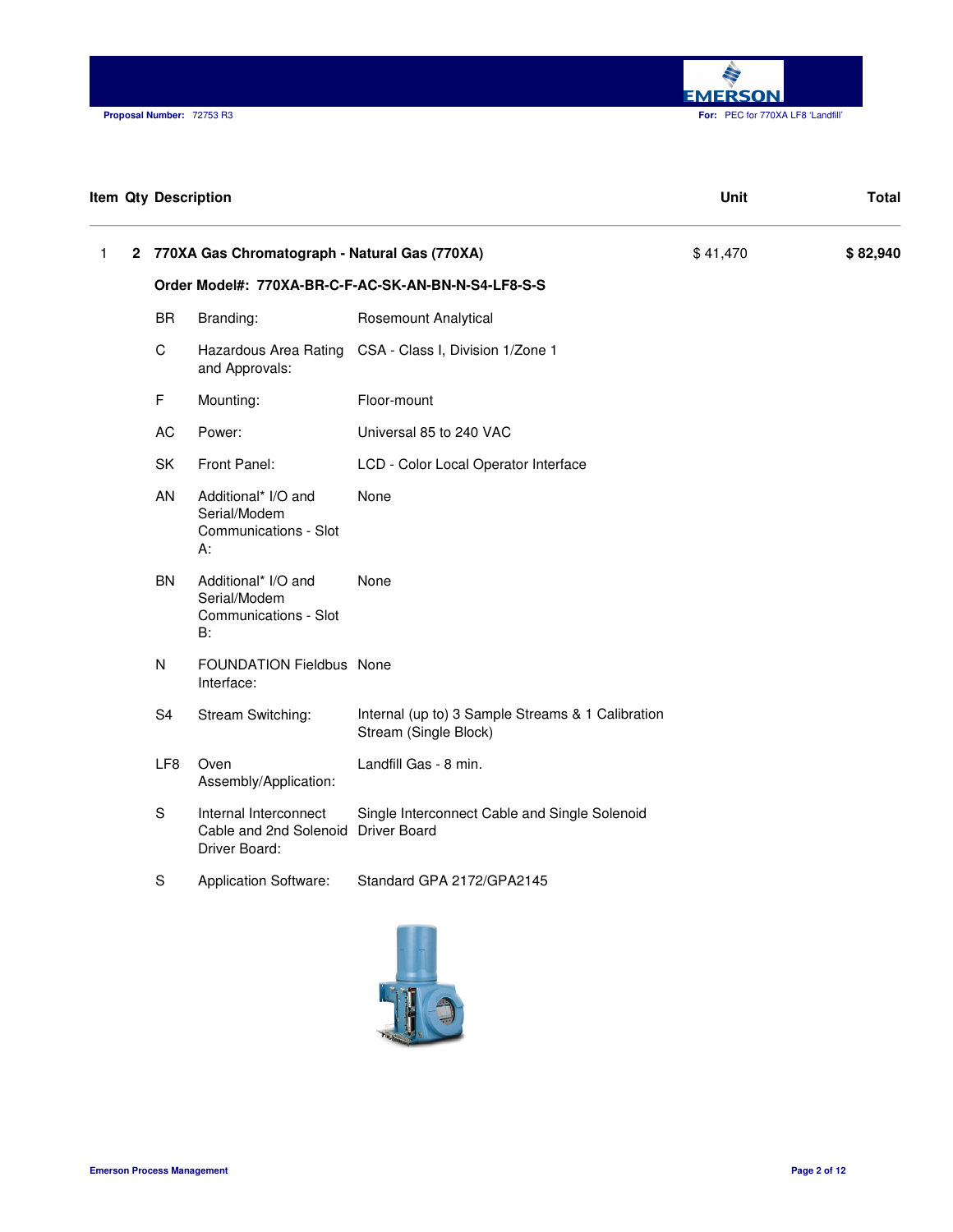| Item | Qty | Description | Unit | Total |
|---|---|---|---|---|
| 1 | 2 | **770XA Gas Chromatograph - Natural Gas (770XA)** | $ 41,470 | **$ 82,940** |

**Order Model#: 770XA-BR-C-F-AC-SK-AN-BN-N-S4-LF8-S-S**

| Code | Option | Selection |
|---|---|---|
| BR | Branding: | Rosemount Analytical |
| C | Hazardous Area Rating and Approvals: | CSA - Class I, Division 1/Zone 1 |
| F | Mounting: | Floor-mount |
| AC | Power: | Universal 85 to 240 VAC |
| SK | Front Panel: | LCD - Color Local Operator Interface |
| AN | Additional* I/O and Serial/Modem Communications - Slot A: | None |
| BN | Additional* I/O and Serial/Modem Communications - Slot B: | None |
| N | FOUNDATION Fieldbus Interface: | None |
| S4 | Stream Switching: | Internal (up to) 3 Sample Streams & 1 Calibration Stream (Single Block) |
| LF8 | Oven Assembly/Application: | Landfill Gas - 8 min. |
| S | Internal Interconnect Cable and 2nd Solenoid Driver Board: | Single Interconnect Cable and Single Solenoid Driver Board |
| S | Application Software: | Standard GPA 2172/GPA2145 |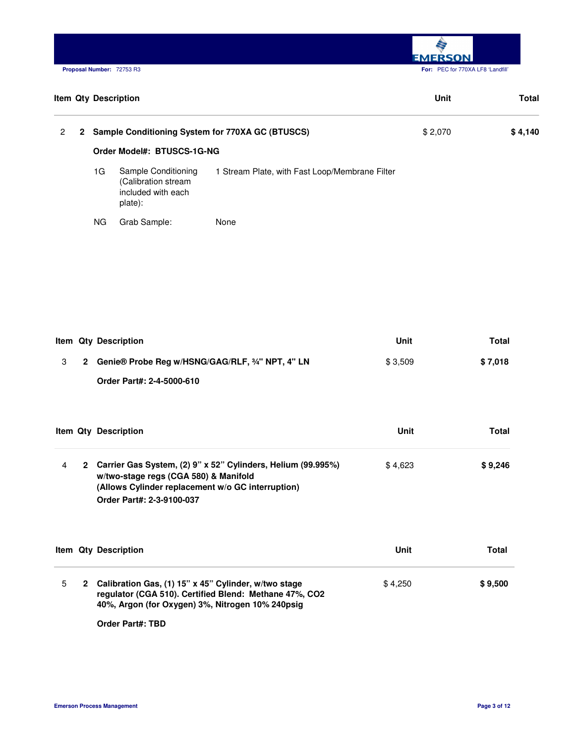| Item | Qty | Description | Unit | Total |
|---|---|---|---|---|
| 2 | **2** | **Sample Conditioning System for 770XA GC (BTUSCS)** | $ 2,070 | **$ 4,140** |

**Order Model#: BTUSCS-1G-NG**

| | | |
|---|---|---|
| 1G | Sample Conditioning (Calibration stream included with each plate): | 1 Stream Plate, with Fast Loop/Membrane Filter |
| NG | Grab Sample: | None |

| Item | Qty | Description | Unit | Total |
|---|---|---|---|---|
| 3 | **2** | **Genie® Probe Reg w/HSNG/GAG/RLF, ¾" NPT, 4" LN** | $ 3,509 | **$ 7,018** |

**Order Part#: 2-4-5000-610**

| Item | Qty | Description | Unit | Total |
|---|---|---|---|---|
| 4 | **2** | **Carrier Gas System, (2) 9" x 52" Cylinders, Helium (99.995%) w/two-stage regs (CGA 580) & Manifold (Allows Cylinder replacement w/o GC interruption)** | $ 4,623 | **$ 9,246** |

**Order Part#: 2-3-9100-037**

| Item | Qty | Description | Unit | Total |
|---|---|---|---|---|
| 5 | **2** | **Calibration Gas, (1) 15" x 45" Cylinder, w/two stage regulator (CGA 510). Certified Blend: Methane 47%, CO2 40%, Argon (for Oxygen) 3%, Nitrogen 10% 240psig** | $ 4,250 | **$ 9,500** |

**Order Part#: TBD**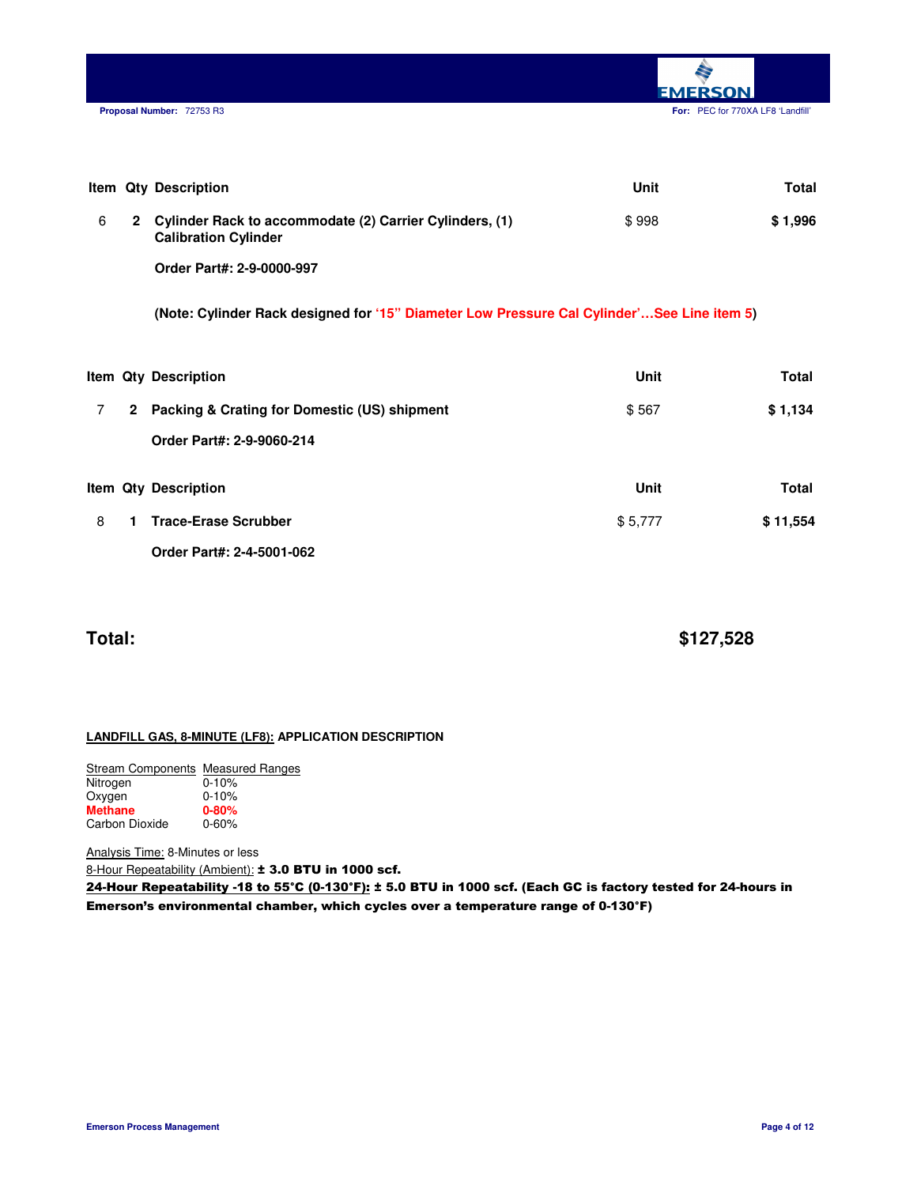| Item | Qty | Description | Unit | Total |
|---|---|---|---|---|
| 6 | 2 | **Cylinder Rack to accommodate (2) Carrier Cylinders, (1) Calibration Cylinder** | $ 998 | **$ 1,996** |
| | | **Order Part#: 2-9-0000-997** | | |
| | | **(Note: Cylinder Rack designed for '15" Diameter Low Pressure Cal Cylinder'…See Line item 5)** | | |

| Item | Qty | Description | Unit | Total |
|---|---|---|---|---|
| 7 | 2 | **Packing & Crating for Domestic (US) shipment** | $ 567 | **$ 1,134** |
| | | **Order Part#: 2-9-9060-214** | | |

| Item | Qty | Description | Unit | Total |
|---|---|---|---|---|
| 8 | 1 | **Trace-Erase Scrubber** | $ 5,777 | **$ 11,554** |
| | | **Order Part#: 2-4-5001-062** | | |

**Total: $127,528**

**LANDFILL GAS, 8-MINUTE (LF8): APPLICATION DESCRIPTION**

| Stream Components | Measured Ranges |
|---|---|
| Nitrogen | 0-10% |
| Oxygen | 0-10% |
| **Methane** | **0-80%** |
| Carbon Dioxide | 0-60% |

Analysis Time: 8-Minutes or less

8-Hour Repeatability (Ambient): **± 3.0 BTU in 1000 scf.**

**24-Hour Repeatability -18 to 55°C (0-130°F): ± 5.0 BTU in 1000 scf. (Each GC is factory tested for 24-hours in Emerson's environmental chamber, which cycles over a temperature range of 0-130°F)**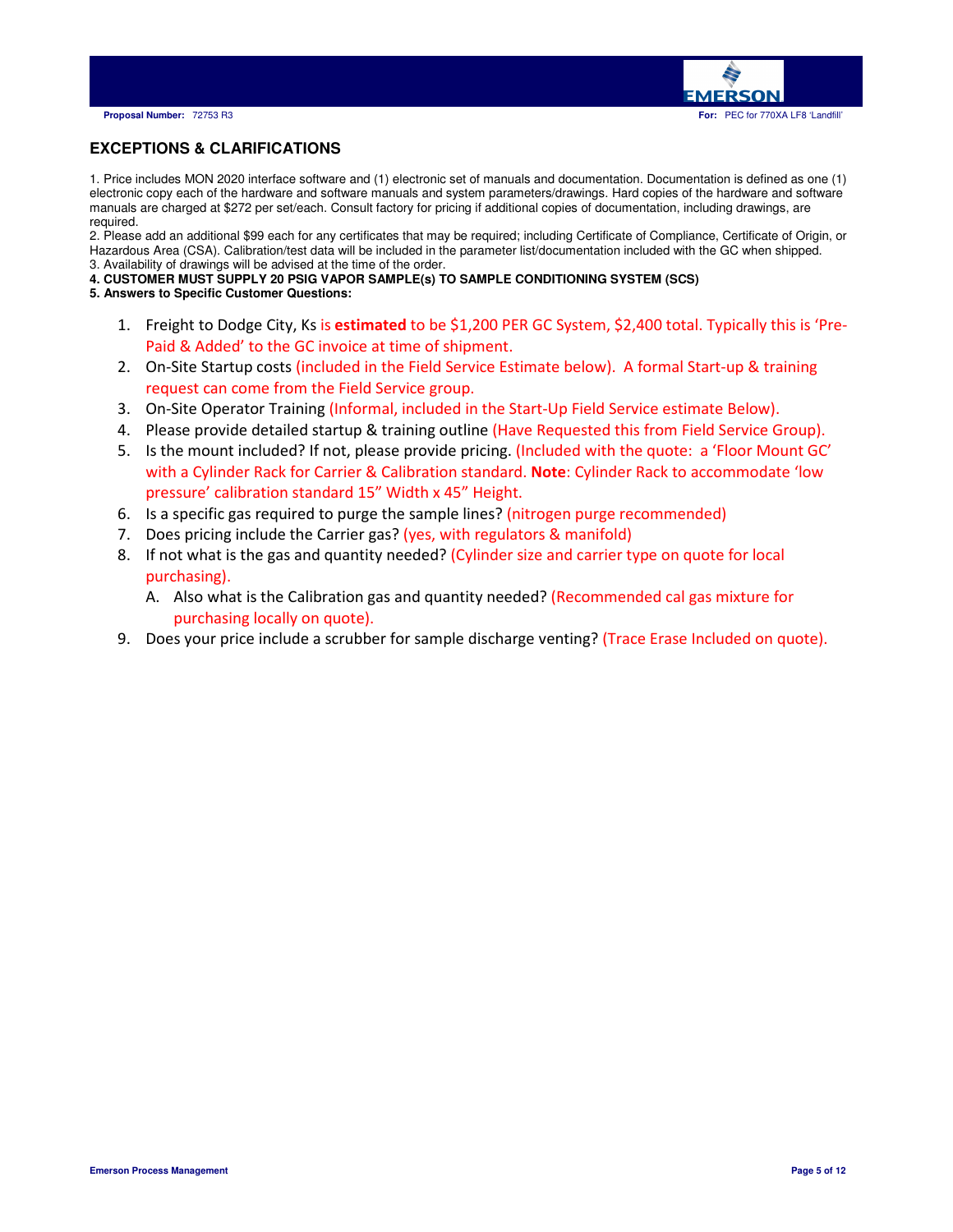## EXCEPTIONS & CLARIFICATIONS

1. Price includes MON 2020 interface software and (1) electronic set of manuals and documentation. Documentation is defined as one (1) electronic copy each of the hardware and software manuals and system parameters/drawings. Hard copies of the hardware and software manuals are charged at $272 per set/each. Consult factory for pricing if additional copies of documentation, including drawings, are required.
2. Please add an additional $99 each for any certificates that may be required; including Certificate of Compliance, Certificate of Origin, or Hazardous Area (CSA). Calibration/test data will be included in the parameter list/documentation included with the GC when shipped.
3. Availability of drawings will be advised at the time of the order.
4. **CUSTOMER MUST SUPPLY 20 PSIG VAPOR SAMPLE(s) TO SAMPLE CONDITIONING SYSTEM (SCS)**
5. **Answers to Specific Customer Questions:**

    1. Freight to Dodge City, Ks is **estimated** to be $1,200 PER GC System, $2,400 total. Typically this is 'Pre-Paid & Added' to the GC invoice at time of shipment.
    2. On-Site Startup costs (included in the Field Service Estimate below). A formal Start-up & training request can come from the Field Service group.
    3. On-Site Operator Training (Informal, included in the Start-Up Field Service estimate Below).
    4. Please provide detailed startup & training outline (Have Requested this from Field Service Group).
    5. Is the mount included? If not, please provide pricing. (Included with the quote: a 'Floor Mount GC' with a Cylinder Rack for Carrier & Calibration standard. **Note**: Cylinder Rack to accommodate 'low pressure' calibration standard 15" Width x 45" Height.
    6. Is a specific gas required to purge the sample lines? (nitrogen purge recommended)
    7. Does pricing include the Carrier gas? (yes, with regulators & manifold)
    8. If not what is the gas and quantity needed? (Cylinder size and carrier type on quote for local purchasing).
        
        A. Also what is the Calibration gas and quantity needed? (Recommended cal gas mixture for purchasing locally on quote).
    9. Does your price include a scrubber for sample discharge venting? (Trace Erase Included on quote).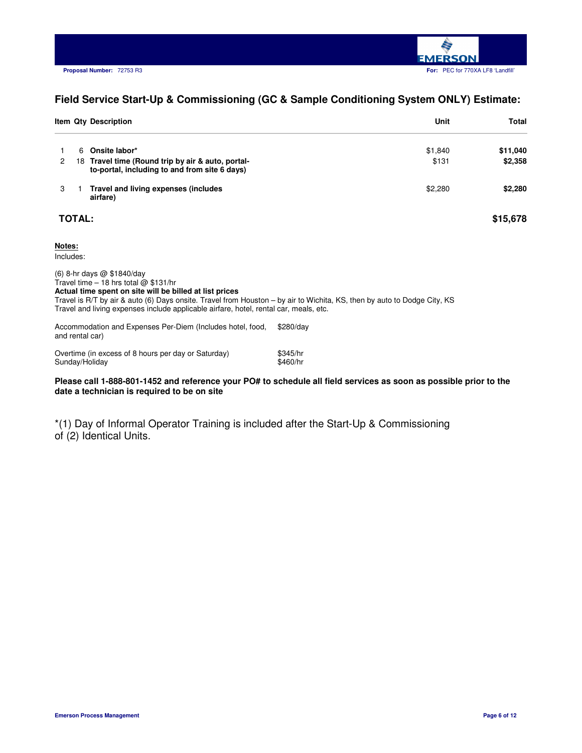## Field Service Start-Up & Commissioning (GC & Sample Conditioning System ONLY) Estimate:

| Item | Qty | Description | Unit | Total |
|---|---|---|---|---|
| 1 | 6 | **Onsite labor*** | $1,840 | **$11,040** |
| 2 | 18 | **Travel time (Round trip by air & auto, portal-to-portal, including to and from site 6 days)** | $131 | **$2,358** |
| 3 | 1 | **Travel and living expenses (includes airfare)** | $2,280 | **$2,280** |
| **TOTAL:** | | | | **$15,678** |

**Notes:**

Includes:

(6) 8-hr days @ $1840/day
Travel time – 18 hrs total @ $131/hr
**Actual time spent on site will be billed at list prices**
Travel is R/T by air & auto (6) Days onsite. Travel from Houston – by air to Wichita, KS, then by auto to Dodge City, KS
Travel and living expenses include applicable airfare, hotel, rental car, meals, etc.

| | |
|---|---|
| Accommodation and Expenses Per-Diem (Includes hotel, food, and rental car) | $280/day |
| Overtime (in excess of 8 hours per day or Saturday) | $345/hr |
| Sunday/Holiday | $460/hr |

**Please call 1-888-801-1452 and reference your PO# to schedule all field services as soon as possible prior to the date a technician is required to be on site**

*(1) Day of Informal Operator Training is included after the Start-Up & Commissioning of (2) Identical Units.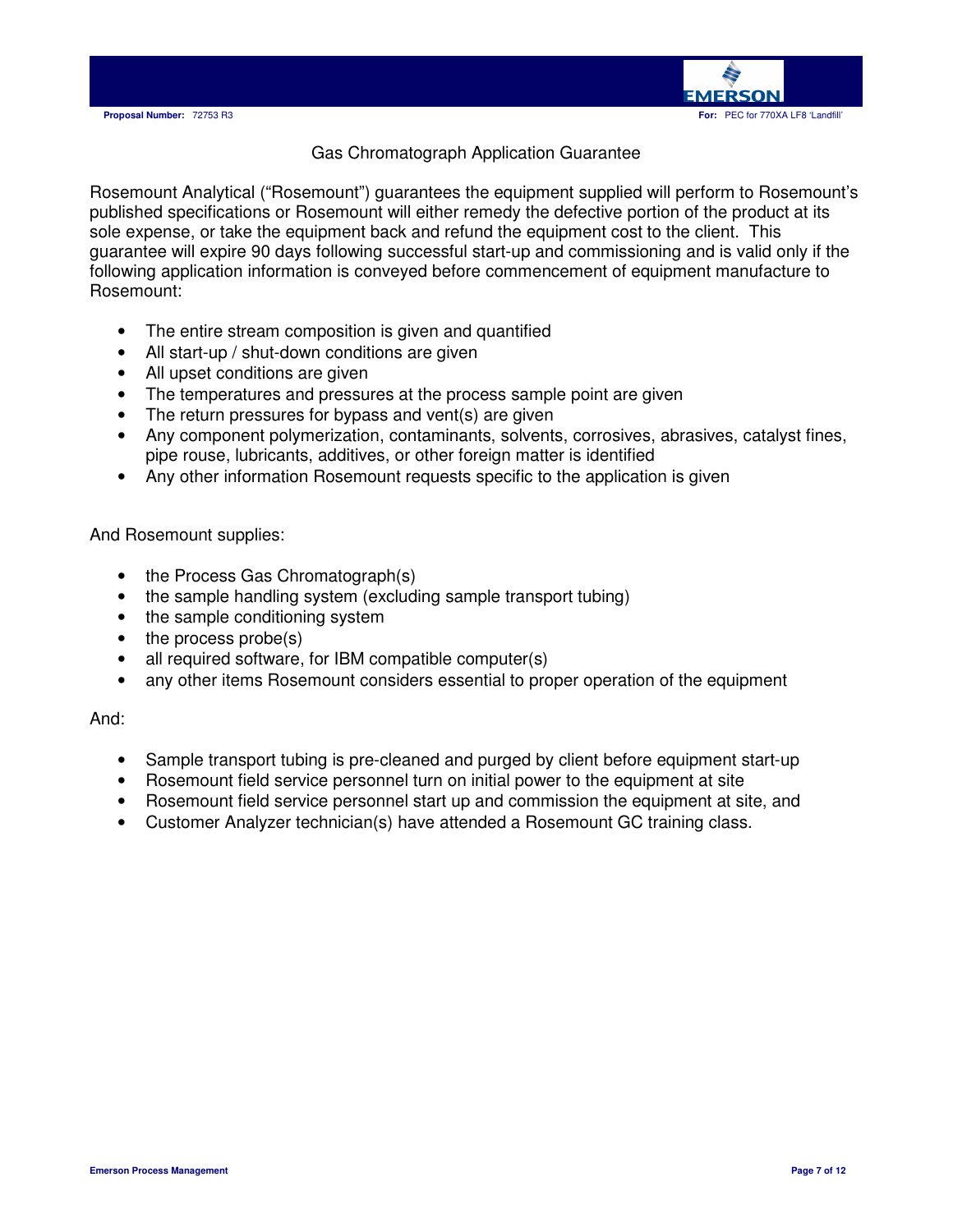## Gas Chromatograph Application Guarantee

Rosemount Analytical ("Rosemount") guarantees the equipment supplied will perform to Rosemount's published specifications or Rosemount will either remedy the defective portion of the product at its sole expense, or take the equipment back and refund the equipment cost to the client. This guarantee will expire 90 days following successful start-up and commissioning and is valid only if the following application information is conveyed before commencement of equipment manufacture to Rosemount:

- The entire stream composition is given and quantified
- All start-up / shut-down conditions are given
- All upset conditions are given
- The temperatures and pressures at the process sample point are given
- The return pressures for bypass and vent(s) are given
- Any component polymerization, contaminants, solvents, corrosives, abrasives, catalyst fines, pipe rouse, lubricants, additives, or other foreign matter is identified
- Any other information Rosemount requests specific to the application is given

And Rosemount supplies:

- the Process Gas Chromatograph(s)
- the sample handling system (excluding sample transport tubing)
- the sample conditioning system
- the process probe(s)
- all required software, for IBM compatible computer(s)
- any other items Rosemount considers essential to proper operation of the equipment

And:

- Sample transport tubing is pre-cleaned and purged by client before equipment start-up
- Rosemount field service personnel turn on initial power to the equipment at site
- Rosemount field service personnel start up and commission the equipment at site, and
- Customer Analyzer technician(s) have attended a Rosemount GC training class.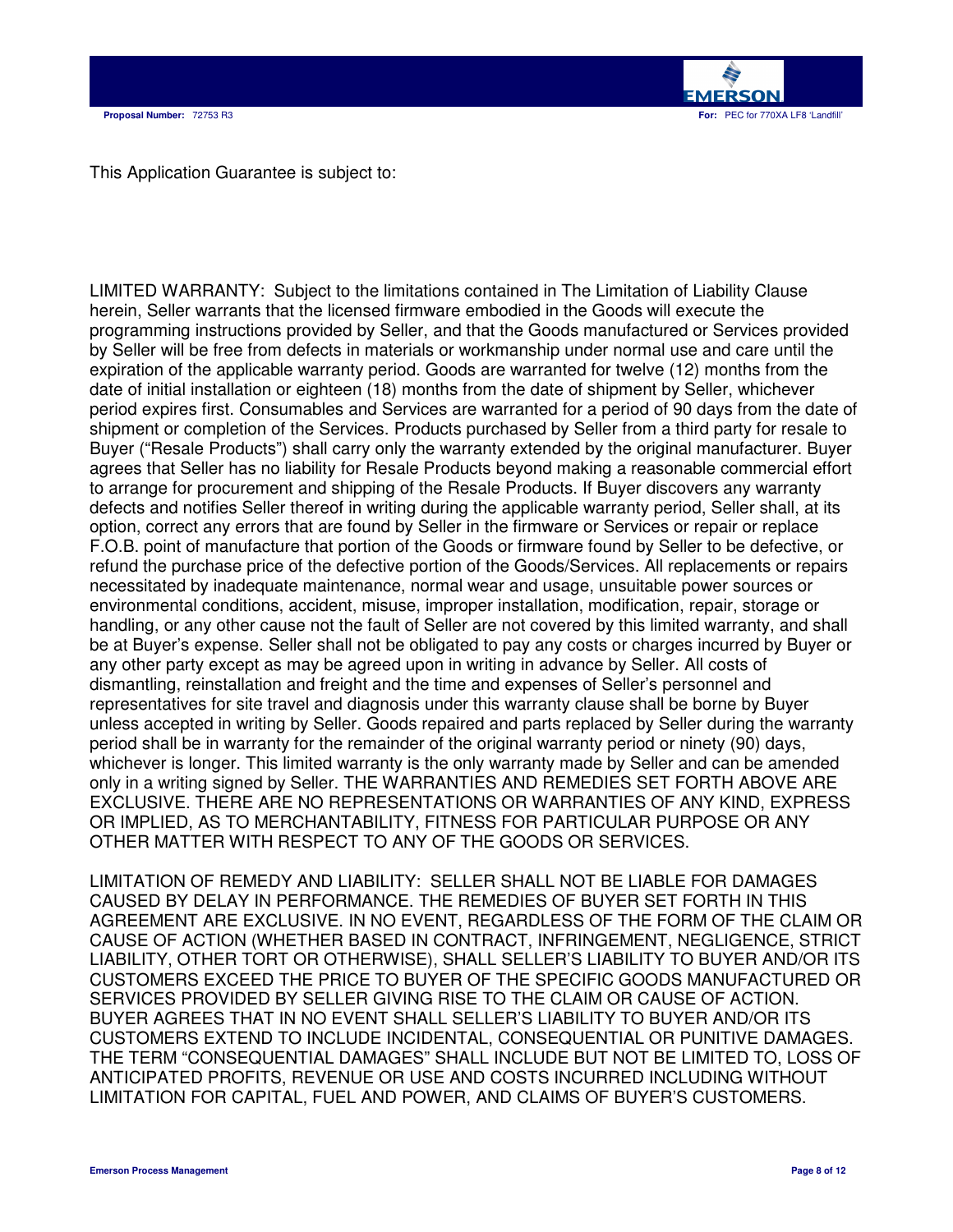This Application Guarantee is subject to:

LIMITED WARRANTY: Subject to the limitations contained in The Limitation of Liability Clause herein, Seller warrants that the licensed firmware embodied in the Goods will execute the programming instructions provided by Seller, and that the Goods manufactured or Services provided by Seller will be free from defects in materials or workmanship under normal use and care until the expiration of the applicable warranty period. Goods are warranted for twelve (12) months from the date of initial installation or eighteen (18) months from the date of shipment by Seller, whichever period expires first. Consumables and Services are warranted for a period of 90 days from the date of shipment or completion of the Services. Products purchased by Seller from a third party for resale to Buyer ("Resale Products") shall carry only the warranty extended by the original manufacturer. Buyer agrees that Seller has no liability for Resale Products beyond making a reasonable commercial effort to arrange for procurement and shipping of the Resale Products. If Buyer discovers any warranty defects and notifies Seller thereof in writing during the applicable warranty period, Seller shall, at its option, correct any errors that are found by Seller in the firmware or Services or repair or replace F.O.B. point of manufacture that portion of the Goods or firmware found by Seller to be defective, or refund the purchase price of the defective portion of the Goods/Services. All replacements or repairs necessitated by inadequate maintenance, normal wear and usage, unsuitable power sources or environmental conditions, accident, misuse, improper installation, modification, repair, storage or handling, or any other cause not the fault of Seller are not covered by this limited warranty, and shall be at Buyer's expense. Seller shall not be obligated to pay any costs or charges incurred by Buyer or any other party except as may be agreed upon in writing in advance by Seller. All costs of dismantling, reinstallation and freight and the time and expenses of Seller's personnel and representatives for site travel and diagnosis under this warranty clause shall be borne by Buyer unless accepted in writing by Seller. Goods repaired and parts replaced by Seller during the warranty period shall be in warranty for the remainder of the original warranty period or ninety (90) days, whichever is longer. This limited warranty is the only warranty made by Seller and can be amended only in a writing signed by Seller. THE WARRANTIES AND REMEDIES SET FORTH ABOVE ARE EXCLUSIVE. THERE ARE NO REPRESENTATIONS OR WARRANTIES OF ANY KIND, EXPRESS OR IMPLIED, AS TO MERCHANTABILITY, FITNESS FOR PARTICULAR PURPOSE OR ANY OTHER MATTER WITH RESPECT TO ANY OF THE GOODS OR SERVICES.

LIMITATION OF REMEDY AND LIABILITY: SELLER SHALL NOT BE LIABLE FOR DAMAGES CAUSED BY DELAY IN PERFORMANCE. THE REMEDIES OF BUYER SET FORTH IN THIS AGREEMENT ARE EXCLUSIVE. IN NO EVENT, REGARDLESS OF THE FORM OF THE CLAIM OR CAUSE OF ACTION (WHETHER BASED IN CONTRACT, INFRINGEMENT, NEGLIGENCE, STRICT LIABILITY, OTHER TORT OR OTHERWISE), SHALL SELLER'S LIABILITY TO BUYER AND/OR ITS CUSTOMERS EXCEED THE PRICE TO BUYER OF THE SPECIFIC GOODS MANUFACTURED OR SERVICES PROVIDED BY SELLER GIVING RISE TO THE CLAIM OR CAUSE OF ACTION. BUYER AGREES THAT IN NO EVENT SHALL SELLER'S LIABILITY TO BUYER AND/OR ITS CUSTOMERS EXTEND TO INCLUDE INCIDENTAL, CONSEQUENTIAL OR PUNITIVE DAMAGES. THE TERM "CONSEQUENTIAL DAMAGES" SHALL INCLUDE BUT NOT BE LIMITED TO, LOSS OF ANTICIPATED PROFITS, REVENUE OR USE AND COSTS INCURRED INCLUDING WITHOUT LIMITATION FOR CAPITAL, FUEL AND POWER, AND CLAIMS OF BUYER'S CUSTOMERS.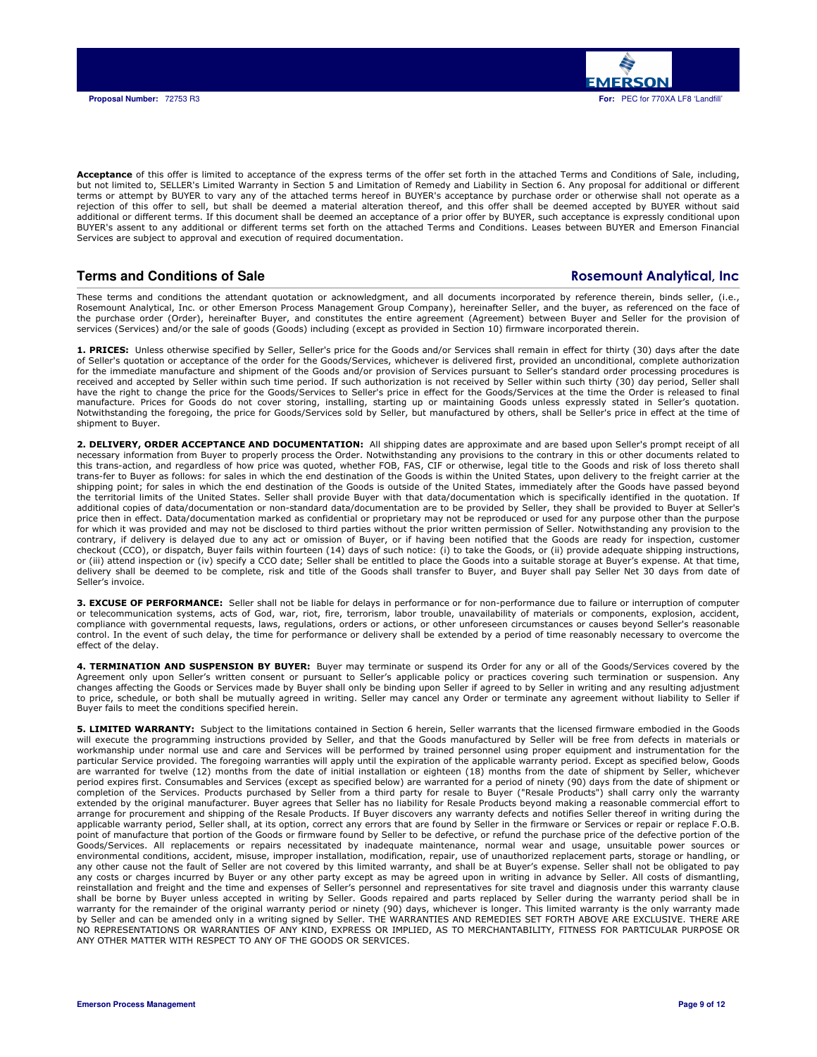**Acceptance** of this offer is limited to acceptance of the express terms of the offer set forth in the attached Terms and Conditions of Sale, including, but not limited to, SELLER's Limited Warranty in Section 5 and Limitation of Remedy and Liability in Section 6. Any proposal for additional or different terms or attempt by BUYER to vary any of the attached terms hereof in BUYER's acceptance by purchase order or otherwise shall not operate as a rejection of this offer to sell, but shall be deemed a material alteration thereof, and this offer shall be deemed accepted by BUYER without said additional or different terms. If this document shall be deemed an acceptance of a prior offer by BUYER, such acceptance is expressly conditional upon BUYER's assent to any additional or different terms set forth on the attached Terms and Conditions. Leases between BUYER and Emerson Financial Services are subject to approval and execution of required documentation.

## Terms and Conditions of Sale — Rosemount Analytical, Inc

These terms and conditions the attendant quotation or acknowledgment, and all documents incorporated by reference therein, binds seller, (i.e., Rosemount Analytical, Inc. or other Emerson Process Management Group Company), hereinafter Seller, and the buyer, as referenced on the face of the purchase order (Order), hereinafter Buyer, and constitutes the entire agreement (Agreement) between Buyer and Seller for the provision of services (Services) and/or the sale of goods (Goods) including (except as provided in Section 10) firmware incorporated therein.

**1. PRICES:** Unless otherwise specified by Seller, Seller's price for the Goods and/or Services shall remain in effect for thirty (30) days after the date of Seller's quotation or acceptance of the order for the Goods/Services, whichever is delivered first, provided an unconditional, complete authorization for the immediate manufacture and shipment of the Goods and/or provision of Services pursuant to Seller's standard order processing procedures is received and accepted by Seller within such time period. If such authorization is not received by Seller within such thirty (30) day period, Seller shall have the right to change the price for the Goods/Services to Seller's price in effect for the Goods/Services at the time the Order is released to final manufacture. Prices for Goods do not cover storing, installing, starting up or maintaining Goods unless expressly stated in Seller's quotation. Notwithstanding the foregoing, the price for Goods/Services sold by Seller, but manufactured by others, shall be Seller's price in effect at the time of shipment to Buyer.

**2. DELIVERY, ORDER ACCEPTANCE AND DOCUMENTATION:** All shipping dates are approximate and are based upon Seller's prompt receipt of all necessary information from Buyer to properly process the Order. Notwithstanding any provisions to the contrary in this or other documents related to this trans-action, and regardless of how price was quoted, whether FOB, FAS, CIF or otherwise, legal title to the Goods and risk of loss thereto shall trans-fer to Buyer as follows: for sales in which the end destination of the Goods is within the United States, upon delivery to the freight carrier at the shipping point; for sales in which the end destination of the Goods is outside of the United States, immediately after the Goods have passed beyond the territorial limits of the United States. Seller shall provide Buyer with that data/documentation which is specifically identified in the quotation. If additional copies of data/documentation or non-standard data/documentation are to be provided by Seller, they shall be provided to Buyer at Seller's price then in effect. Data/documentation marked as confidential or proprietary may not be reproduced or used for any purpose other than the purpose for which it was provided and may not be disclosed to third parties without the prior written permission of Seller. Notwithstanding any provision to the contrary, if delivery is delayed due to any act or omission of Buyer, or if having been notified that the Goods are ready for inspection, customer checkout (CCO), or dispatch, Buyer fails within fourteen (14) days of such notice: (i) to take the Goods, or (ii) provide adequate shipping instructions, or (iii) attend inspection or (iv) specify a CCO date; Seller shall be entitled to place the Goods into a suitable storage at Buyer's expense. At that time, delivery shall be deemed to be complete, risk and title of the Goods shall transfer to Buyer, and Buyer shall pay Seller Net 30 days from date of Seller's invoice.

**3. EXCUSE OF PERFORMANCE:** Seller shall not be liable for delays in performance or for non-performance due to failure or interruption of computer or telecommunication systems, acts of God, war, riot, fire, terrorism, labor trouble, unavailability of materials or components, explosion, accident, compliance with governmental requests, laws, regulations, orders or actions, or other unforeseen circumstances or causes beyond Seller's reasonable control. In the event of such delay, the time for performance or delivery shall be extended by a period of time reasonably necessary to overcome the effect of the delay.

**4. TERMINATION AND SUSPENSION BY BUYER:** Buyer may terminate or suspend its Order for any or all of the Goods/Services covered by the Agreement only upon Seller's written consent or pursuant to Seller's applicable policy or practices covering such termination or suspension. Any changes affecting the Goods or Services made by Buyer shall only be binding upon Seller if agreed to by Seller in writing and any resulting adjustment to price, schedule, or both shall be mutually agreed in writing. Seller may cancel any Order or terminate any agreement without liability to Seller if Buyer fails to meet the conditions specified herein.

**5. LIMITED WARRANTY:** Subject to the limitations contained in Section 6 herein, Seller warrants that the licensed firmware embodied in the Goods will execute the programming instructions provided by Seller, and that the Goods manufactured by Seller will be free from defects in materials or workmanship under normal use and care and Services will be performed by trained personnel using proper equipment and instrumentation for the particular Service provided. The foregoing warranties will apply until the expiration of the applicable warranty period. Except as specified below, Goods are warranted for twelve (12) months from the date of initial installation or eighteen (18) months from the date of shipment by Seller, whichever period expires first. Consumables and Services (except as specified below) are warranted for a period of ninety (90) days from the date of shipment or completion of the Services. Products purchased by Seller from a third party for resale to Buyer ("Resale Products") shall carry only the warranty extended by the original manufacturer. Buyer agrees that Seller has no liability for Resale Products beyond making a reasonable commercial effort to arrange for procurement and shipping of the Resale Products. If Buyer discovers any warranty defects and notifies Seller thereof in writing during the applicable warranty period, Seller shall, at its option, correct any errors that are found by Seller in the firmware or Services or repair or replace F.O.B. point of manufacture that portion of the Goods or firmware found by Seller to be defective, or refund the purchase price of the defective portion of the Goods/Services. All replacements or repairs necessitated by inadequate maintenance, normal wear and usage, unsuitable power sources or environmental conditions, accident, misuse, improper installation, modification, repair, use of unauthorized replacement parts, storage or handling, or any other cause not the fault of Seller are not covered by this limited warranty, and shall be at Buyer's expense. Seller shall not be obligated to pay any costs or charges incurred by Buyer or any other party except as may be agreed upon in writing in advance by Seller. All costs of dismantling, reinstallation and freight and the time and expenses of Seller's personnel and representatives for site travel and diagnosis under this warranty clause shall be borne by Buyer unless accepted in writing by Seller. Goods repaired and parts replaced by Seller during the warranty period shall be in warranty for the remainder of the original warranty period or ninety (90) days, whichever is longer. This limited warranty is the only warranty made by Seller and can be amended only in a writing signed by Seller. THE WARRANTIES AND REMEDIES SET FORTH ABOVE ARE EXCLUSIVE. THERE ARE NO REPRESENTATIONS OR WARRANTIES OF ANY KIND, EXPRESS OR IMPLIED, AS TO MERCHANTABILITY, FITNESS FOR PARTICULAR PURPOSE OR ANY OTHER MATTER WITH RESPECT TO ANY OF THE GOODS OR SERVICES.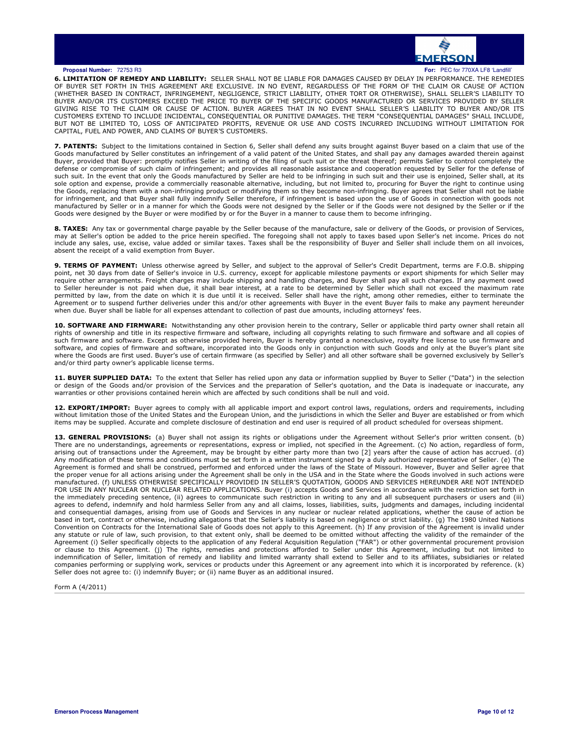**6. LIMITATION OF REMEDY AND LIABILITY:** SELLER SHALL NOT BE LIABLE FOR DAMAGES CAUSED BY DELAY IN PERFORMANCE. THE REMEDIES OF BUYER SET FORTH IN THIS AGREEMENT ARE EXCLUSIVE. IN NO EVENT, REGARDLESS OF THE FORM OF THE CLAIM OR CAUSE OF ACTION (WHETHER BASED IN CONTRACT, INFRINGEMENT, NEGLIGENCE, STRICT LIABILITY, OTHER TORT OR OTHERWISE), SHALL SELLER'S LIABILITY TO BUYER AND/OR ITS CUSTOMERS EXCEED THE PRICE TO BUYER OF THE SPECIFIC GOODS MANUFACTURED OR SERVICES PROVIDED BY SELLER GIVING RISE TO THE CLAIM OR CAUSE OF ACTION. BUYER AGREES THAT IN NO EVENT SHALL SELLER'S LIABILITY TO BUYER AND/OR ITS CUSTOMERS EXTEND TO INCLUDE INCIDENTAL, CONSEQUENTIAL OR PUNITIVE DAMAGES. THE TERM "CONSEQUENTIAL DAMAGES" SHALL INCLUDE, BUT NOT BE LIMITED TO, LOSS OF ANTICIPATED PROFITS, REVENUE OR USE AND COSTS INCURRED INCLUDING WITHOUT LIMITATION FOR CAPITAL, FUEL AND POWER, AND CLAIMS OF BUYER'S CUSTOMERS.

**7. PATENTS:** Subject to the limitations contained in Section 6, Seller shall defend any suits brought against Buyer based on a claim that use of the Goods manufactured by Seller constitutes an infringement of a valid patent of the United States, and shall pay any damages awarded therein against Buyer, provided that Buyer: promptly notifies Seller in writing of the filing of such suit or the threat thereof; permits Seller to control completely the defense or compromise of such claim of infringement; and provides all reasonable assistance and cooperation requested by Seller for the defense of such suit. In the event that only the Goods manufactured by Seller are held to be infringing in such suit and their use is enjoined, Seller shall, at its sole option and expense, provide a commercially reasonable alternative, including, but not limited to, procuring for Buyer the right to continue using the Goods, replacing them with a non-infringing product or modifying them so they become non-infringing. Buyer agrees that Seller shall not be liable for infringement, and that Buyer shall fully indemnify Seller therefore, if infringement is based upon the use of Goods in connection with goods not manufactured by Seller or in a manner for which the Goods were not designed by the Seller or if the Goods were not designed by the Seller or if the Goods were designed by the Buyer or were modified by or for the Buyer in a manner to cause them to become infringing.

**8. TAXES:** Any tax or governmental charge payable by the Seller because of the manufacture, sale or delivery of the Goods, or provision of Services, may at Seller's option be added to the price herein specified. The foregoing shall not apply to taxes based upon Seller's net income. Prices do not include any sales, use, excise, value added or similar taxes. Taxes shall be the responsibility of Buyer and Seller shall include them on all invoices, absent the receipt of a valid exemption from Buyer.

**9. TERMS OF PAYMENT:** Unless otherwise agreed by Seller, and subject to the approval of Seller's Credit Department, terms are F.O.B. shipping point, net 30 days from date of Seller's invoice in U.S. currency, except for applicable milestone payments or export shipments for which Seller may require other arrangements. Freight charges may include shipping and handling charges, and Buyer shall pay all such charges. If any payment owed to Seller hereunder is not paid when due, it shall bear interest, at a rate to be determined by Seller which shall not exceed the maximum rate permitted by law, from the date on which it is due until it is received. Seller shall have the right, among other remedies, either to terminate the Agreement or to suspend further deliveries under this and/or other agreements with Buyer in the event Buyer fails to make any payment hereunder when due. Buyer shall be liable for all expenses attendant to collection of past due amounts, including attorneys' fees.

**10. SOFTWARE AND FIRMWARE:** Notwithstanding any other provision herein to the contrary, Seller or applicable third party owner shall retain all rights of ownership and title in its respective firmware and software, including all copyrights relating to such firmware and software and all copies of such firmware and software. Except as otherwise provided herein, Buyer is hereby granted a nonexclusive, royalty free license to use firmware and software, and copies of firmware and software, incorporated into the Goods only in conjunction with such Goods and only at the Buyer's plant site where the Goods are first used. Buyer's use of certain firmware (as specified by Seller) and all other software shall be governed exclusively by Seller's and/or third party owner's applicable license terms.

**11. BUYER SUPPLIED DATA:** To the extent that Seller has relied upon any data or information supplied by Buyer to Seller ("Data") in the selection or design of the Goods and/or provision of the Services and the preparation of Seller's quotation, and the Data is inadequate or inaccurate, any warranties or other provisions contained herein which are affected by such conditions shall be null and void.

**12. EXPORT/IMPORT:** Buyer agrees to comply with all applicable import and export control laws, regulations, orders and requirements, including without limitation those of the United States and the European Union, and the jurisdictions in which the Seller and Buyer are established or from which items may be supplied. Accurate and complete disclosure of destination and end user is required of all product scheduled for overseas shipment.

**13. GENERAL PROVISIONS:** (a) Buyer shall not assign its rights or obligations under the Agreement without Seller's prior written consent. (b) There are no understandings, agreements or representations, express or implied, not specified in the Agreement. (c) No action, regardless of form, arising out of transactions under the Agreement, may be brought by either party more than two [2] years after the cause of action has accrued. (d) Any modification of these terms and conditions must be set forth in a written instrument signed by a duly authorized representative of Seller. (e) The Agreement is formed and shall be construed, performed and enforced under the laws of the State of Missouri. However, Buyer and Seller agree that the proper venue for all actions arising under the Agreement shall be only in the USA and in the State where the Goods involved in such actions were manufactured. (f) UNLESS OTHERWISE SPECIFICALLY PROVIDED IN SELLER'S QUOTATION, GOODS AND SERVICES HEREUNDER ARE NOT INTENDED FOR USE IN ANY NUCLEAR OR NUCLEAR RELATED APPLICATIONS. Buyer (i) accepts Goods and Services in accordance with the restriction set forth in the immediately preceding sentence, (ii) agrees to communicate such restriction in writing to any and all subsequent purchasers or users and (iii) agrees to defend, indemnify and hold harmless Seller from any and all claims, losses, liabilities, suits, judgments and damages, including incidental and consequential damages, arising from use of Goods and Services in any nuclear or nuclear related applications, whether the cause of action be based in tort, contract or otherwise, including allegations that the Seller's liability is based on negligence or strict liability. (g) The 1980 United Nations Convention on Contracts for the International Sale of Goods does not apply to this Agreement. (h) If any provision of the Agreement is invalid under any statute or rule of law, such provision, to that extent only, shall be deemed to be omitted without affecting the validity of the remainder of the Agreement (i) Seller specifically objects to the application of any Federal Acquisition Regulation ("FAR") or other governmental procurement provision or clause to this Agreement. (j) The rights, remedies and protections afforded to Seller under this Agreement, including but not limited to indemnification of Seller, limitation of remedy and liability and limited warranty shall extend to Seller and to its affiliates, subsidiaries or related companies performing or supplying work, services or products under this Agreement or any agreement into which it is incorporated by reference. (k) Seller does not agree to: (i) indemnify Buyer; or (ii) name Buyer as an additional insured.

Form A (4/2011)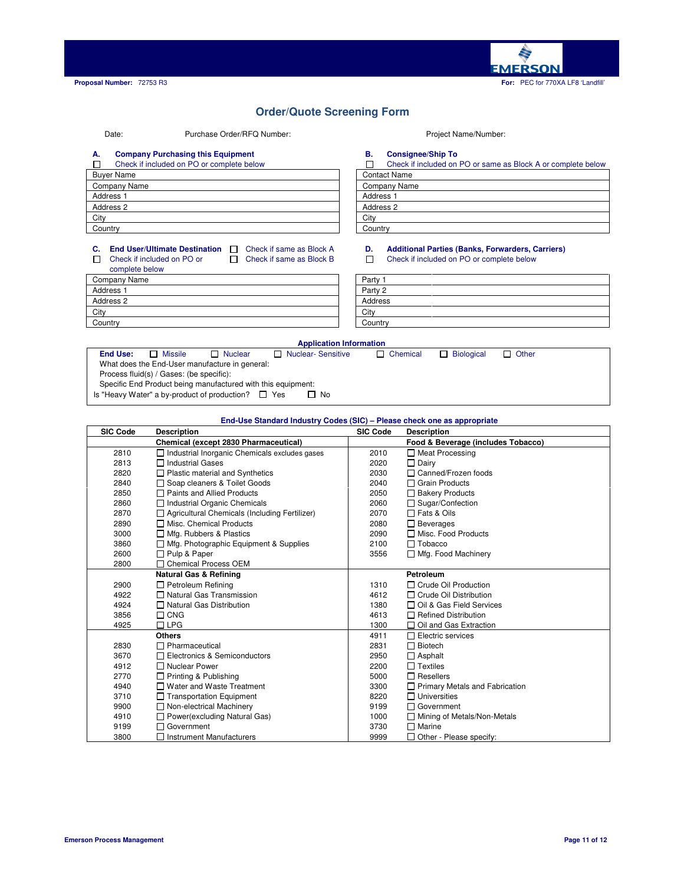Proposal Number: 72753 R3

For: PEC for 770XA LF8 'Landfill'

# Order/Quote Screening Form

Date: Purchase Order/RFQ Number: Project Name/Number:

**A. Company Purchasing this Equipment**

☐ Check if included on PO or complete below

| Buyer Name |
|---|
| Company Name |
| Address 1 |
| Address 2 |
| City |
| Country |

**B. Consignee/Ship To**

☐ Check if included on PO or same as Block A or complete below

| Contact Name |
|---|
| Company Name |
| Address 1 |
| Address 2 |
| City |
| Country |

**C. End User/Ultimate Destination** ☐ Check if same as Block A

☐ Check if included on PO or complete below ☐ Check if same as Block B

| Company Name |
|---|
| Address 1 |
| Address 2 |
| City |
| Country |

**D. Additional Parties (Banks, Forwarders, Carriers)**

☐ Check if included on PO or complete below

| Party 1 | |
|---|---|
| Party 2 | |
| Address | |
| City | |
| Country | |

**Application Information**

**End Use:** ☐ Missile ☐ Nuclear ☐ Nuclear- Sensitive ☐ Chemical ☐ Biological ☐ Other

What does the End-User manufacture in general:

Process fluid(s) / Gases: (be specific):

Specific End Product being manufactured with this equipment:

Is "Heavy Water" a by-product of production? ☐ Yes ☐ No

**End-Use Standard Industry Codes (SIC) – Please check one as appropriate**

| SIC Code | Description | SIC Code | Description |
|---|---|---|---|
| | **Chemical (except 2830 Pharmaceutical)** | | **Food & Beverage (includes Tobacco)** |
| 2810 | ☐ Industrial Inorganic Chemicals excludes gases | 2010 | ☐ Meat Processing |
| 2813 | ☐ Industrial Gases | 2020 | ☐ Dairy |
| 2820 | ☐ Plastic material and Synthetics | 2030 | ☐ Canned/Frozen foods |
| 2840 | ☐ Soap cleaners & Toilet Goods | 2040 | ☐ Grain Products |
| 2850 | ☐ Paints and Allied Products | 2050 | ☐ Bakery Products |
| 2860 | ☐ Industrial Organic Chemicals | 2060 | ☐ Sugar/Confection |
| 2870 | ☐ Agricultural Chemicals (Including Fertilizer) | 2070 | ☐ Fats & Oils |
| 2890 | ☐ Misc. Chemical Products | 2080 | ☐ Beverages |
| 3000 | ☐ Mfg. Rubbers & Plastics | 2090 | ☐ Misc. Food Products |
| 3860 | ☐ Mfg. Photographic Equipment & Supplies | 2100 | ☐ Tobacco |
| 2600 | ☐ Pulp & Paper | 3556 | ☐ Mfg. Food Machinery |
| 2800 | ☐ Chemical Process OEM | | |
| | **Natural Gas & Refining** | | **Petroleum** |
| 2900 | ☐ Petroleum Refining | 1310 | ☐ Crude Oil Production |
| 4922 | ☐ Natural Gas Transmission | 4612 | ☐ Crude Oil Distribution |
| 4924 | ☐ Natural Gas Distribution | 1380 | ☐ Oil & Gas Field Services |
| 3856 | ☐ CNG | 4613 | ☐ Refined Distribution |
| 4925 | ☐ LPG | 1300 | ☐ Oil and Gas Extraction |
| | **Others** | 4911 | ☐ Electric services |
| 2830 | ☐ Pharmaceutical | 2831 | ☐ Biotech |
| 3670 | ☐ Electronics & Semiconductors | 2950 | ☐ Asphalt |
| 4912 | ☐ Nuclear Power | 2200 | ☐ Textiles |
| 2770 | ☐ Printing & Publishing | 5000 | ☐ Resellers |
| 4940 | ☐ Water and Waste Treatment | 3300 | ☐ Primary Metals and Fabrication |
| 3710 | ☐ Transportation Equipment | 8220 | ☐ Universities |
| 9900 | ☐ Non-electrical Machinery | 9199 | ☐ Government |
| 4910 | ☐ Power(excluding Natural Gas) | 1000 | ☐ Mining of Metals/Non-Metals |
| 9199 | ☐ Government | 3730 | ☐ Marine |
| 3800 | ☐ Instrument Manufacturers | 9999 | ☐ Other - Please specify: |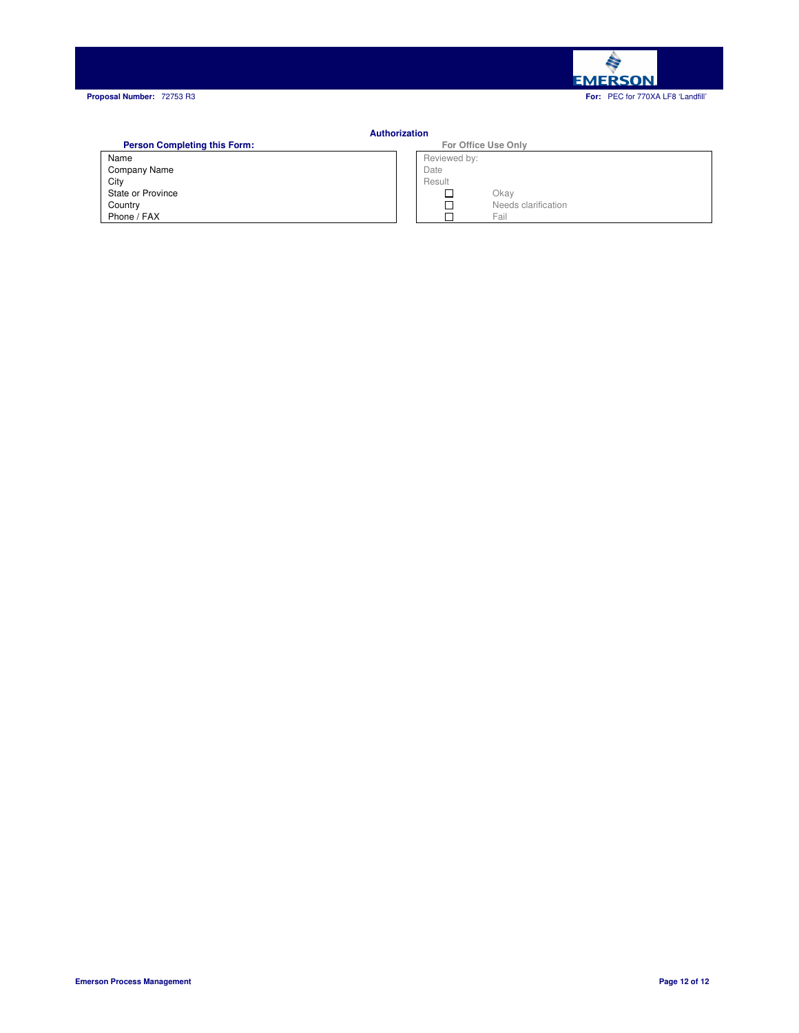## Authorization

| Person Completing this Form: | For Office Use Only | |
|---|---|---|
| Name | Reviewed by: | |
| Company Name | Date | |
| City | Result | |
| State or Province | ☐ | Okay |
| Country | ☐ | Needs clarification |
| Phone / FAX | ☐ | Fail |